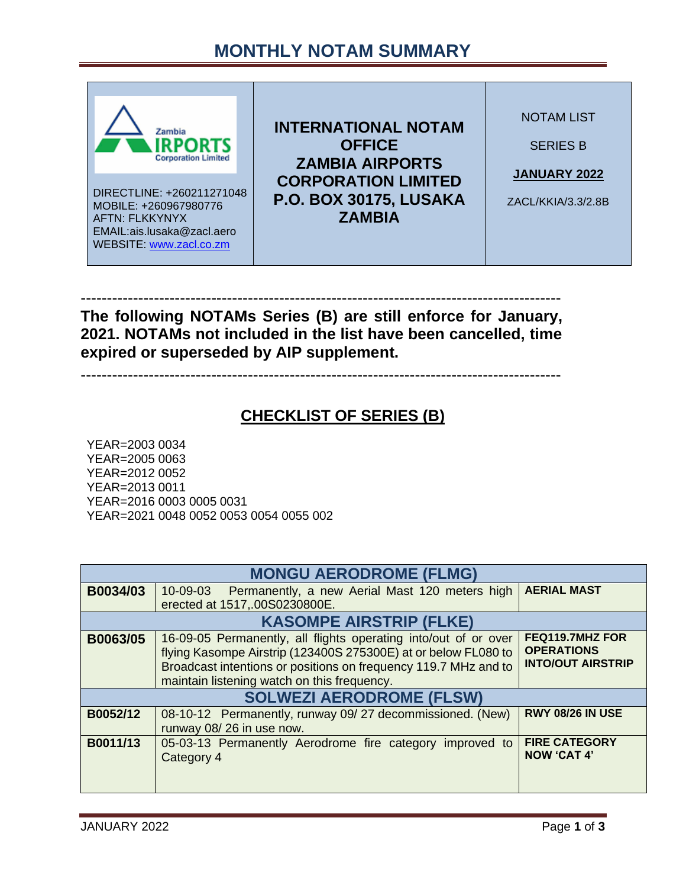# MONTHLY NOTAM SUMMARY

| Zambia AIRPORTS Corporation Limited<br>DIRECTLINE: +260211271048<br>MOBILE: +260967980776<br>AFTN: FLKKYNYX<br>EMAIL:ais.lusaka@zacl.aero<br>WEBSITE: www.zacl.co.zm | **INTERNATIONAL NOTAM OFFICE**<br>**ZAMBIA AIRPORTS CORPORATION LIMITED**<br>**P.O. BOX 30175, LUSAKA ZAMBIA** | NOTAM LIST<br>SERIES B<br>**JANUARY 2022**<br>ZACL/KKIA/3.3/2.8B |
|---|---|---|

------------------------------------------------------------------------------------------

**The following NOTAMs Series (B) are still enforce for January, 2021. NOTAMs not included in the list have been cancelled, time expired or superseded by AIP supplement.**

------------------------------------------------------------------------------------------

## CHECKLIST OF SERIES (B)

YEAR=2003 0034
YEAR=2005 0063
YEAR=2012 0052
YEAR=2013 0011
YEAR=2016 0003 0005 0031
YEAR=2021 0048 0052 0053 0054 0055 002

| MONGU AERODROME (FLMG) | | |
|---|---|---|
| **B0034/03** | 10-09-03 Permanently, a new Aerial Mast 120 meters high erected at 1517,.00S0230800E. | **AERIAL MAST** |
| **KASOMPE AIRSTRIP (FLKE)** | | |
| **B0063/05** | 16-09-05 Permanently, all flights operating into/out of or over flying Kasompe Airstrip (123400S 275300E) at or below FL080 to Broadcast intentions or positions on frequency 119.7 MHz and to maintain listening watch on this frequency. | **FEQ119.7MHZ FOR OPERATIONS INTO/OUT AIRSTRIP** |
| **SOLWEZI AERODROME (FLSW)** | | |
| **B0052/12** | 08-10-12 Permanently, runway 09/ 27 decommissioned. (New) runway 08/ 26 in use now. | **RWY 08/26 IN USE** |
| **B0011/13** | 05-03-13 Permanently Aerodrome fire category improved to Category 4 | **FIRE CATEGORY NOW 'CAT 4'** |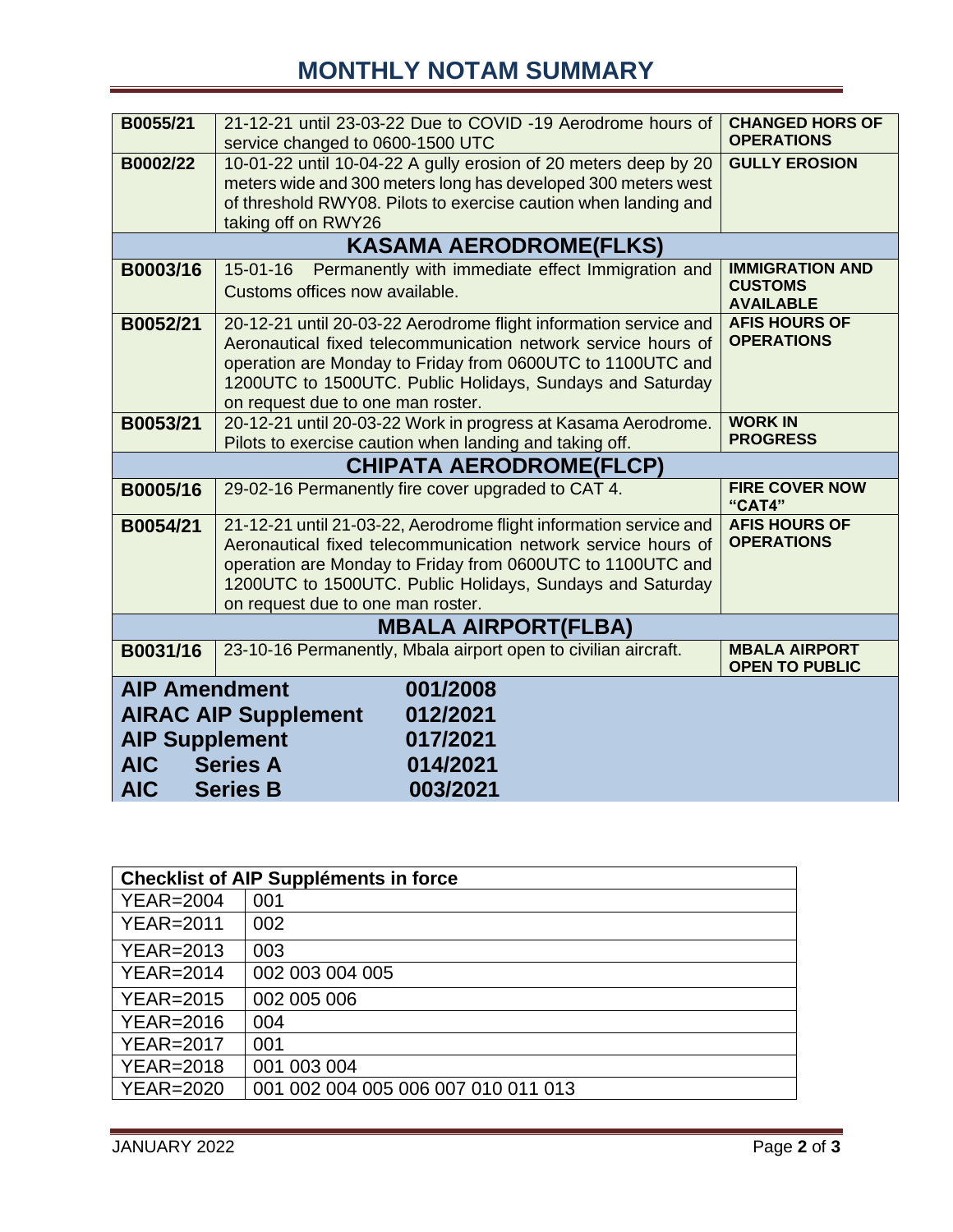# MONTHLY NOTAM SUMMARY

| | | |
|---|---|---|
| **B0055/21** | 21-12-21 until 23-03-22 Due to COVID -19 Aerodrome hours of service changed to 0600-1500 UTC | **CHANGED HORS OF OPERATIONS** |
| **B0002/22** | 10-01-22 until 10-04-22 A gully erosion of 20 meters deep by 20 meters wide and 300 meters long has developed 300 meters west of threshold RWY08. Pilots to exercise caution when landing and taking off on RWY26 | **GULLY EROSION** |
| | **KASAMA AERODROME(FLKS)** | |
| **B0003/16** | 15-01-16 Permanently with immediate effect Immigration and Customs offices now available. | **IMMIGRATION AND CUSTOMS AVAILABLE** |
| **B0052/21** | 20-12-21 until 20-03-22 Aerodrome flight information service and Aeronautical fixed telecommunication network service hours of operation are Monday to Friday from 0600UTC to 1100UTC and 1200UTC to 1500UTC. Public Holidays, Sundays and Saturday on request due to one man roster. | **AFIS HOURS OF OPERATIONS** |
| **B0053/21** | 20-12-21 until 20-03-22 Work in progress at Kasama Aerodrome. Pilots to exercise caution when landing and taking off. | **WORK IN PROGRESS** |
| | **CHIPATA AERODROME(FLCP)** | |
| **B0005/16** | 29-02-16 Permanently fire cover upgraded to CAT 4. | **FIRE COVER NOW "CAT4"** |
| **B0054/21** | 21-12-21 until 21-03-22, Aerodrome flight information service and Aeronautical fixed telecommunication network service hours of operation are Monday to Friday from 0600UTC to 1100UTC and 1200UTC to 1500UTC. Public Holidays, Sundays and Saturday on request due to one man roster. | **AFIS HOURS OF OPERATIONS** |
| | **MBALA AIRPORT(FLBA)** | |
| **B0031/16** | 23-10-16 Permanently, Mbala airport open to civilian aircraft. | **MBALA AIRPORT OPEN TO PUBLIC** |

| | |
|---|---|
| **AIP Amendment** | **001/2008** |
| **AIRAC AIP Supplement** | **012/2021** |
| **AIP Supplement** | **017/2021** |
| **AIC Series A** | **014/2021** |
| **AIC Series B** | **003/2021** |

| **Checklist of AIP Suppléments in force** | |
|---|---|
| YEAR=2004 | 001 |
| YEAR=2011 | 002 |
| YEAR=2013 | 003 |
| YEAR=2014 | 002 003 004 005 |
| YEAR=2015 | 002 005 006 |
| YEAR=2016 | 004 |
| YEAR=2017 | 001 |
| YEAR=2018 | 001 003 004 |
| YEAR=2020 | 001 002 004 005 006 007 010 011 013 |

JANUARY 2022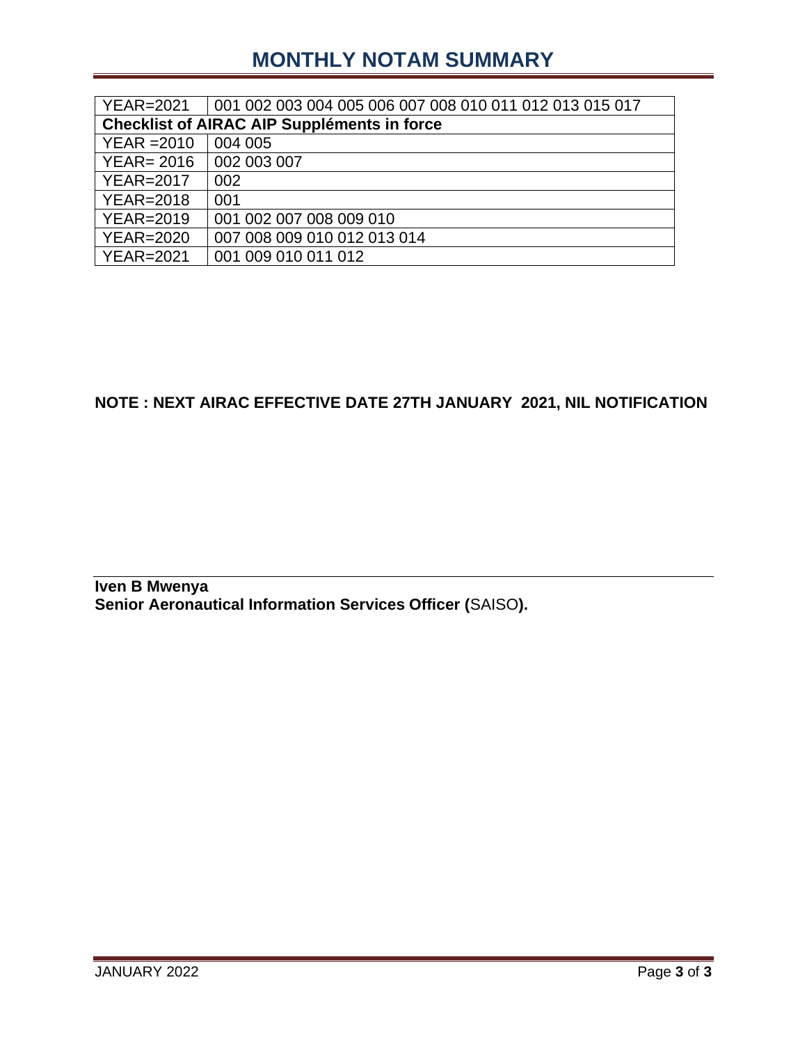# MONTHLY NOTAM SUMMARY

| | |
|---|---|
| YEAR=2021 | 001 002 003 004 005 006 007 008 010 011 012 013 015 017 |
| **Checklist of AIRAC AIP Suppléments in force** | |
| YEAR =2010 | 004 005 |
| YEAR= 2016 | 002 003 007 |
| YEAR=2017 | 002 |
| YEAR=2018 | 001 |
| YEAR=2019 | 001 002 007 008 009 010 |
| YEAR=2020 | 007 008 009 010 012 013 014 |
| YEAR=2021 | 001 009 010 011 012 |

**NOTE : NEXT AIRAC EFFECTIVE DATE 27TH JANUARY 2021, NIL NOTIFICATION**

**Iven B Mwenya**
**Senior Aeronautical Information Services Officer (**SAISO**).**